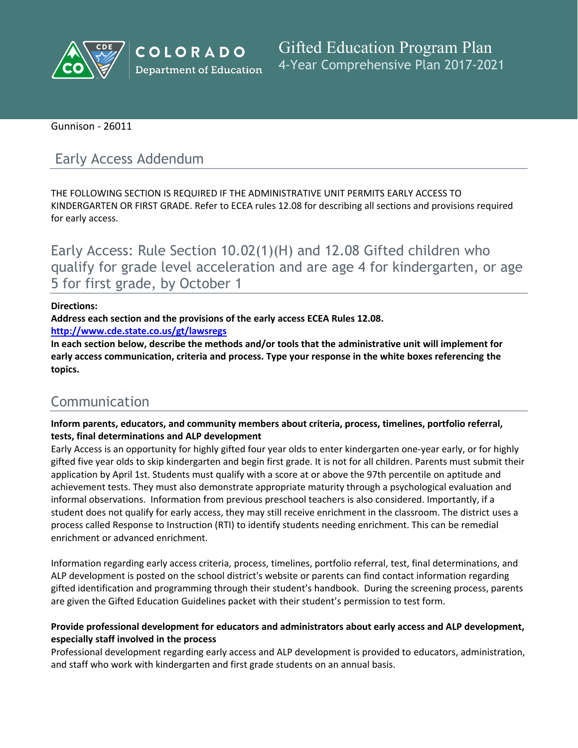# Gifted Education Program Plan

4-Year Comprehensive Plan 2017-2021

Gunnison - 26011

## Early Access Addendum

THE FOLLOWING SECTION IS REQUIRED IF THE ADMINISTRATIVE UNIT PERMITS EARLY ACCESS TO KINDERGARTEN OR FIRST GRADE. Refer to ECEA rules 12.08 for describing all sections and provisions required for early access.

## Early Access: Rule Section 10.02(1)(H) and 12.08 Gifted children who qualify for grade level acceleration and are age 4 for kindergarten, or age 5 for first grade, by October 1

**Directions:**
**Address each section and the provisions of the early access ECEA Rules 12.08.**
**http://www.cde.state.co.us/gt/lawsregs**
**In each section below, describe the methods and/or tools that the administrative unit will implement for early access communication, criteria and process. Type your response in the white boxes referencing the topics.**

## Communication

**Inform parents, educators, and community members about criteria, process, timelines, portfolio referral, tests, final determinations and ALP development**

Early Access is an opportunity for highly gifted four year olds to enter kindergarten one-year early, or for highly gifted five year olds to skip kindergarten and begin first grade. It is not for all children. Parents must submit their application by April 1st. Students must qualify with a score at or above the 97th percentile on aptitude and achievement tests. They must also demonstrate appropriate maturity through a psychological evaluation and informal observations. Information from previous preschool teachers is also considered. Importantly, if a student does not qualify for early access, they may still receive enrichment in the classroom. The district uses a process called Response to Instruction (RTI) to identify students needing enrichment. This can be remedial enrichment or advanced enrichment.

Information regarding early access criteria, process, timelines, portfolio referral, test, final determinations, and ALP development is posted on the school district's website or parents can find contact information regarding gifted identification and programming through their student's handbook. During the screening process, parents are given the Gifted Education Guidelines packet with their student's permission to test form.

**Provide professional development for educators and administrators about early access and ALP development, especially staff involved in the process**

Professional development regarding early access and ALP development is provided to educators, administration, and staff who work with kindergarten and first grade students on an annual basis.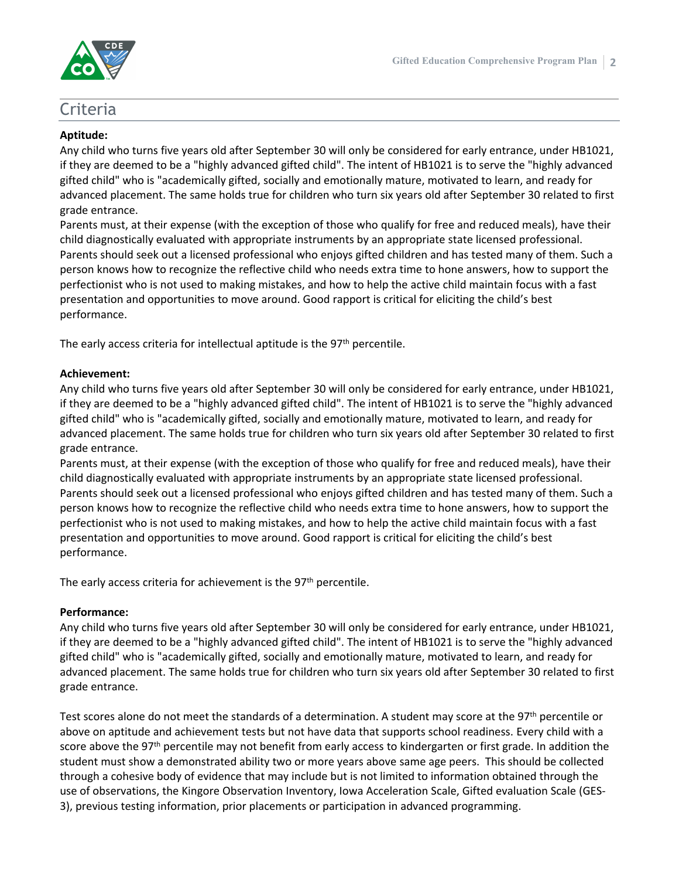# Criteria

**Aptitude:**

Any child who turns five years old after September 30 will only be considered for early entrance, under HB1021, if they are deemed to be a "highly advanced gifted child". The intent of HB1021 is to serve the "highly advanced gifted child" who is "academically gifted, socially and emotionally mature, motivated to learn, and ready for advanced placement. The same holds true for children who turn six years old after September 30 related to first grade entrance.

Parents must, at their expense (with the exception of those who qualify for free and reduced meals), have their child diagnostically evaluated with appropriate instruments by an appropriate state licensed professional. Parents should seek out a licensed professional who enjoys gifted children and has tested many of them. Such a person knows how to recognize the reflective child who needs extra time to hone answers, how to support the perfectionist who is not used to making mistakes, and how to help the active child maintain focus with a fast presentation and opportunities to move around. Good rapport is critical for eliciting the child's best performance.

The early access criteria for intellectual aptitude is the 97th percentile.

**Achievement:**

Any child who turns five years old after September 30 will only be considered for early entrance, under HB1021, if they are deemed to be a "highly advanced gifted child". The intent of HB1021 is to serve the "highly advanced gifted child" who is "academically gifted, socially and emotionally mature, motivated to learn, and ready for advanced placement. The same holds true for children who turn six years old after September 30 related to first grade entrance.

Parents must, at their expense (with the exception of those who qualify for free and reduced meals), have their child diagnostically evaluated with appropriate instruments by an appropriate state licensed professional. Parents should seek out a licensed professional who enjoys gifted children and has tested many of them. Such a person knows how to recognize the reflective child who needs extra time to hone answers, how to support the perfectionist who is not used to making mistakes, and how to help the active child maintain focus with a fast presentation and opportunities to move around. Good rapport is critical for eliciting the child's best performance.

The early access criteria for achievement is the 97th percentile.

**Performance:**

Any child who turns five years old after September 30 will only be considered for early entrance, under HB1021, if they are deemed to be a "highly advanced gifted child". The intent of HB1021 is to serve the "highly advanced gifted child" who is "academically gifted, socially and emotionally mature, motivated to learn, and ready for advanced placement. The same holds true for children who turn six years old after September 30 related to first grade entrance.

Test scores alone do not meet the standards of a determination. A student may score at the 97th percentile or above on aptitude and achievement tests but not have data that supports school readiness. Every child with a score above the 97th percentile may not benefit from early access to kindergarten or first grade. In addition the student must show a demonstrated ability two or more years above same age peers. This should be collected through a cohesive body of evidence that may include but is not limited to information obtained through the use of observations, the Kingore Observation Inventory, Iowa Acceleration Scale, Gifted evaluation Scale (GES-3), previous testing information, prior placements or participation in advanced programming.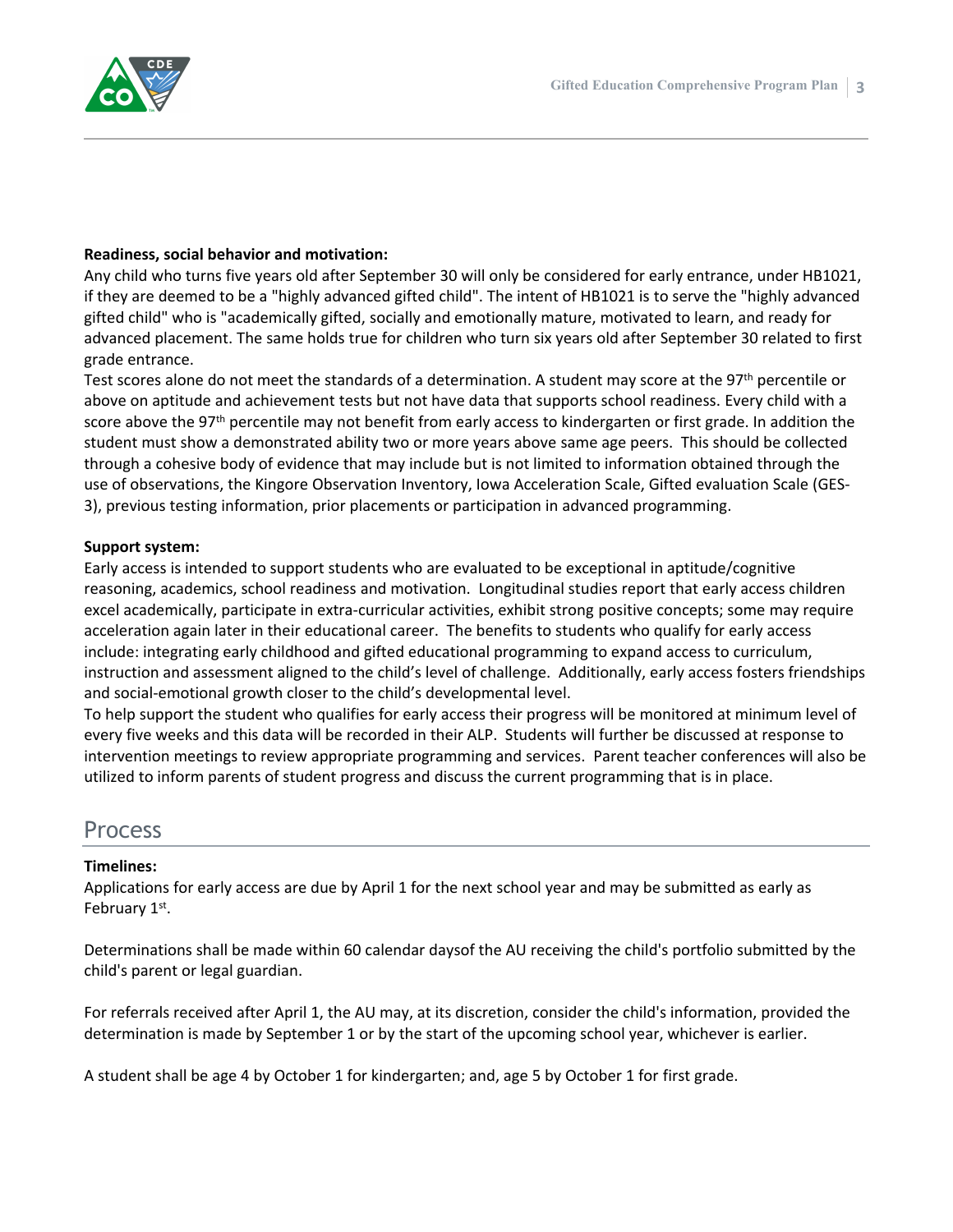**Readiness, social behavior and motivation:**

Any child who turns five years old after September 30 will only be considered for early entrance, under HB1021, if they are deemed to be a "highly advanced gifted child". The intent of HB1021 is to serve the "highly advanced gifted child" who is "academically gifted, socially and emotionally mature, motivated to learn, and ready for advanced placement. The same holds true for children who turn six years old after September 30 related to first grade entrance.

Test scores alone do not meet the standards of a determination. A student may score at the 97th percentile or above on aptitude and achievement tests but not have data that supports school readiness. Every child with a score above the 97th percentile may not benefit from early access to kindergarten or first grade. In addition the student must show a demonstrated ability two or more years above same age peers. This should be collected through a cohesive body of evidence that may include but is not limited to information obtained through the use of observations, the Kingore Observation Inventory, Iowa Acceleration Scale, Gifted evaluation Scale (GES-3), previous testing information, prior placements or participation in advanced programming.

**Support system:**

Early access is intended to support students who are evaluated to be exceptional in aptitude/cognitive reasoning, academics, school readiness and motivation. Longitudinal studies report that early access children excel academically, participate in extra-curricular activities, exhibit strong positive concepts; some may require acceleration again later in their educational career. The benefits to students who qualify for early access include: integrating early childhood and gifted educational programming to expand access to curriculum, instruction and assessment aligned to the child's level of challenge. Additionally, early access fosters friendships and social-emotional growth closer to the child's developmental level.

To help support the student who qualifies for early access their progress will be monitored at minimum level of every five weeks and this data will be recorded in their ALP. Students will further be discussed at response to intervention meetings to review appropriate programming and services. Parent teacher conferences will also be utilized to inform parents of student progress and discuss the current programming that is in place.

## Process

**Timelines:**

Applications for early access are due by April 1 for the next school year and may be submitted as early as February 1st.

Determinations shall be made within 60 calendar daysof the AU receiving the child's portfolio submitted by the child's parent or legal guardian.

For referrals received after April 1, the AU may, at its discretion, consider the child's information, provided the determination is made by September 1 or by the start of the upcoming school year, whichever is earlier.

A student shall be age 4 by October 1 for kindergarten; and, age 5 by October 1 for first grade.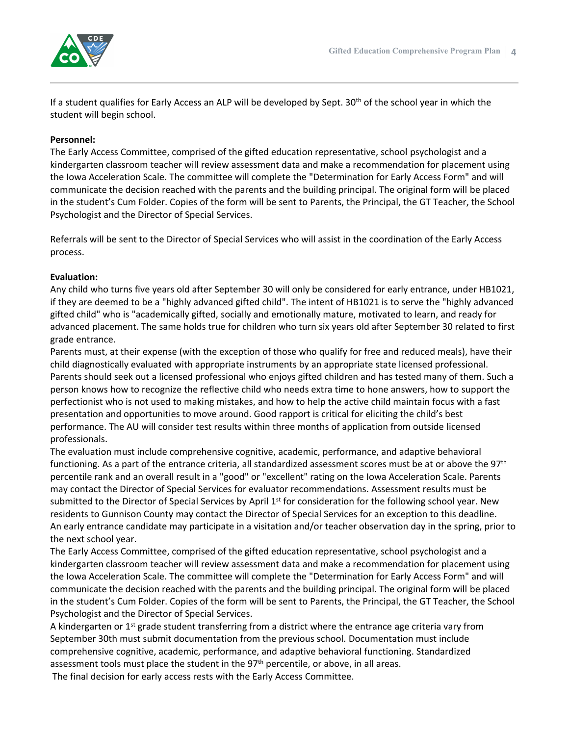If a student qualifies for Early Access an ALP will be developed by Sept. 30th of the school year in which the student will begin school.

**Personnel:**

The Early Access Committee, comprised of the gifted education representative, school psychologist and a kindergarten classroom teacher will review assessment data and make a recommendation for placement using the Iowa Acceleration Scale. The committee will complete the "Determination for Early Access Form" and will communicate the decision reached with the parents and the building principal. The original form will be placed in the student's Cum Folder. Copies of the form will be sent to Parents, the Principal, the GT Teacher, the School Psychologist and the Director of Special Services.

Referrals will be sent to the Director of Special Services who will assist in the coordination of the Early Access process.

**Evaluation:**

Any child who turns five years old after September 30 will only be considered for early entrance, under HB1021, if they are deemed to be a "highly advanced gifted child". The intent of HB1021 is to serve the "highly advanced gifted child" who is "academically gifted, socially and emotionally mature, motivated to learn, and ready for advanced placement. The same holds true for children who turn six years old after September 30 related to first grade entrance.

Parents must, at their expense (with the exception of those who qualify for free and reduced meals), have their child diagnostically evaluated with appropriate instruments by an appropriate state licensed professional. Parents should seek out a licensed professional who enjoys gifted children and has tested many of them. Such a person knows how to recognize the reflective child who needs extra time to hone answers, how to support the perfectionist who is not used to making mistakes, and how to help the active child maintain focus with a fast presentation and opportunities to move around. Good rapport is critical for eliciting the child's best performance. The AU will consider test results within three months of application from outside licensed professionals.

The evaluation must include comprehensive cognitive, academic, performance, and adaptive behavioral functioning. As a part of the entrance criteria, all standardized assessment scores must be at or above the 97th percentile rank and an overall result in a "good" or "excellent" rating on the Iowa Acceleration Scale. Parents may contact the Director of Special Services for evaluator recommendations. Assessment results must be submitted to the Director of Special Services by April 1st for consideration for the following school year. New residents to Gunnison County may contact the Director of Special Services for an exception to this deadline.

An early entrance candidate may participate in a visitation and/or teacher observation day in the spring, prior to the next school year.

The Early Access Committee, comprised of the gifted education representative, school psychologist and a kindergarten classroom teacher will review assessment data and make a recommendation for placement using the Iowa Acceleration Scale. The committee will complete the "Determination for Early Access Form" and will communicate the decision reached with the parents and the building principal. The original form will be placed in the student's Cum Folder. Copies of the form will be sent to Parents, the Principal, the GT Teacher, the School Psychologist and the Director of Special Services.

A kindergarten or 1st grade student transferring from a district where the entrance age criteria vary from September 30th must submit documentation from the previous school. Documentation must include comprehensive cognitive, academic, performance, and adaptive behavioral functioning. Standardized assessment tools must place the student in the 97th percentile, or above, in all areas.

The final decision for early access rests with the Early Access Committee.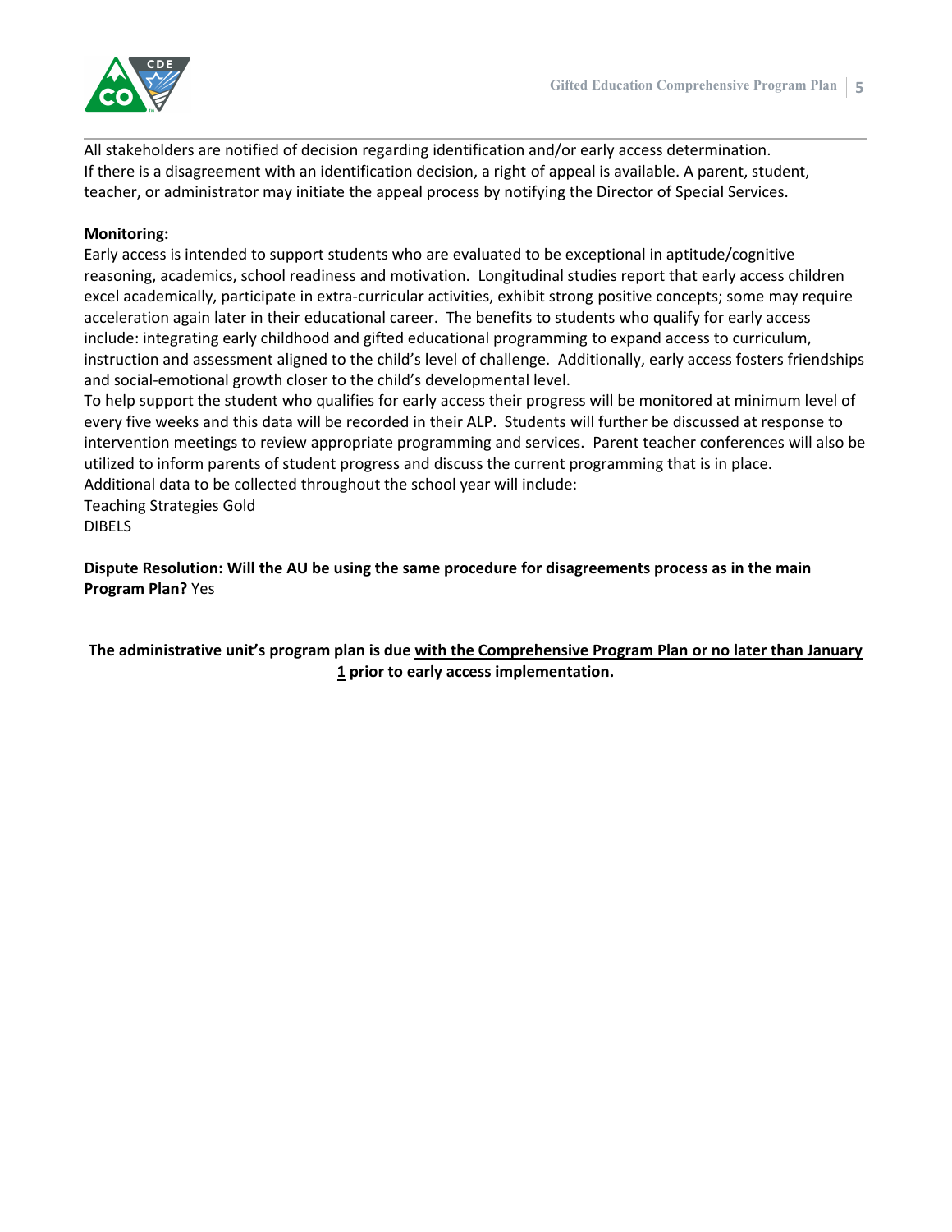All stakeholders are notified of decision regarding identification and/or early access determination.
If there is a disagreement with an identification decision, a right of appeal is available. A parent, student, teacher, or administrator may initiate the appeal process by notifying the Director of Special Services.

**Monitoring:**
Early access is intended to support students who are evaluated to be exceptional in aptitude/cognitive reasoning, academics, school readiness and motivation. Longitudinal studies report that early access children excel academically, participate in extra-curricular activities, exhibit strong positive concepts; some may require acceleration again later in their educational career. The benefits to students who qualify for early access include: integrating early childhood and gifted educational programming to expand access to curriculum, instruction and assessment aligned to the child's level of challenge. Additionally, early access fosters friendships and social-emotional growth closer to the child's developmental level.
To help support the student who qualifies for early access their progress will be monitored at minimum level of every five weeks and this data will be recorded in their ALP. Students will further be discussed at response to intervention meetings to review appropriate programming and services. Parent teacher conferences will also be utilized to inform parents of student progress and discuss the current programming that is in place.
Additional data to be collected throughout the school year will include:
Teaching Strategies Gold
DIBELS

**Dispute Resolution: Will the AU be using the same procedure for disagreements process as in the main Program Plan?** Yes

**The administrative unit's program plan is due <u>with the Comprehensive Program Plan or no later than January 1</u> prior to early access implementation.**